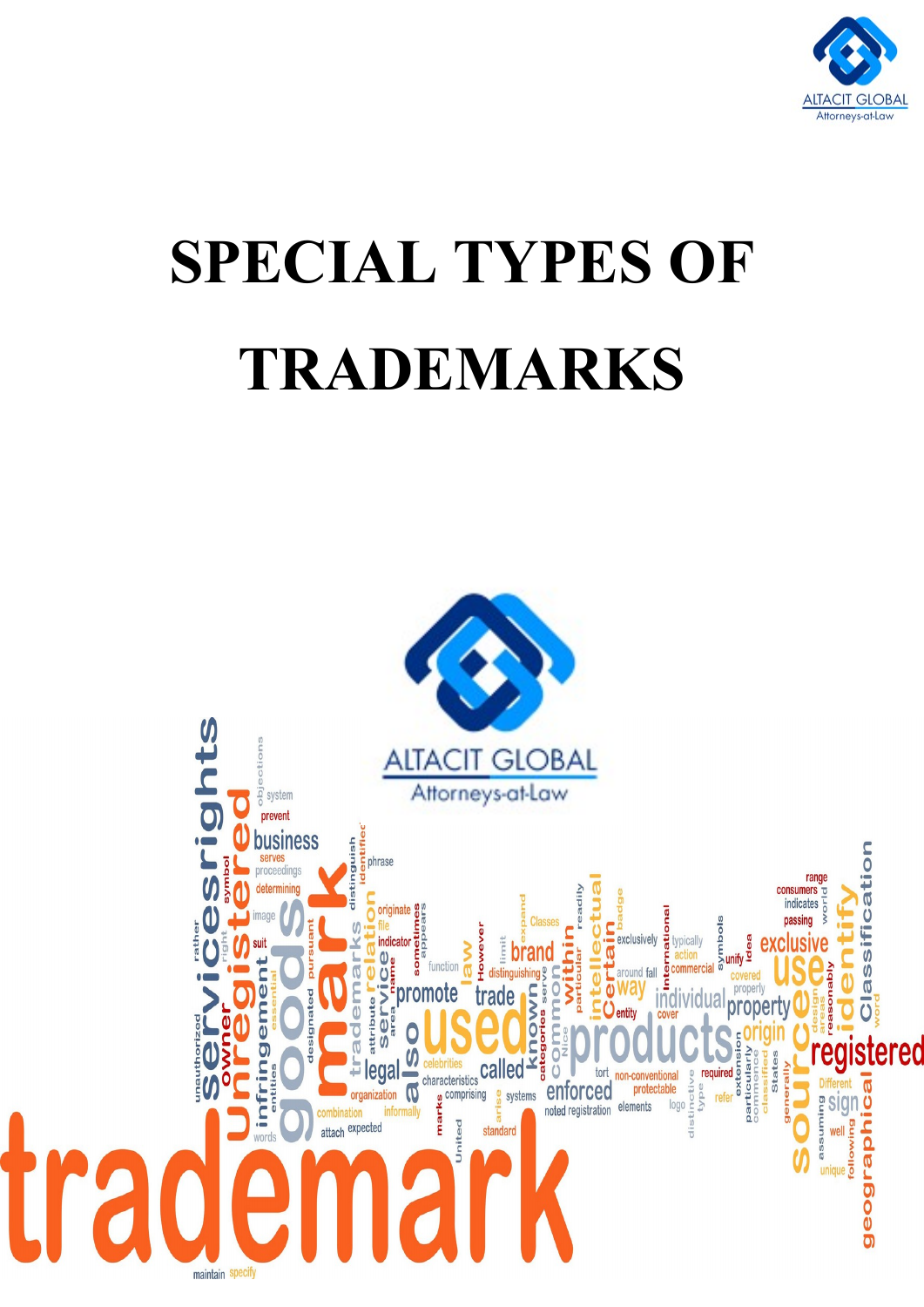# SPECIAL TYPES OF TRADEMARKS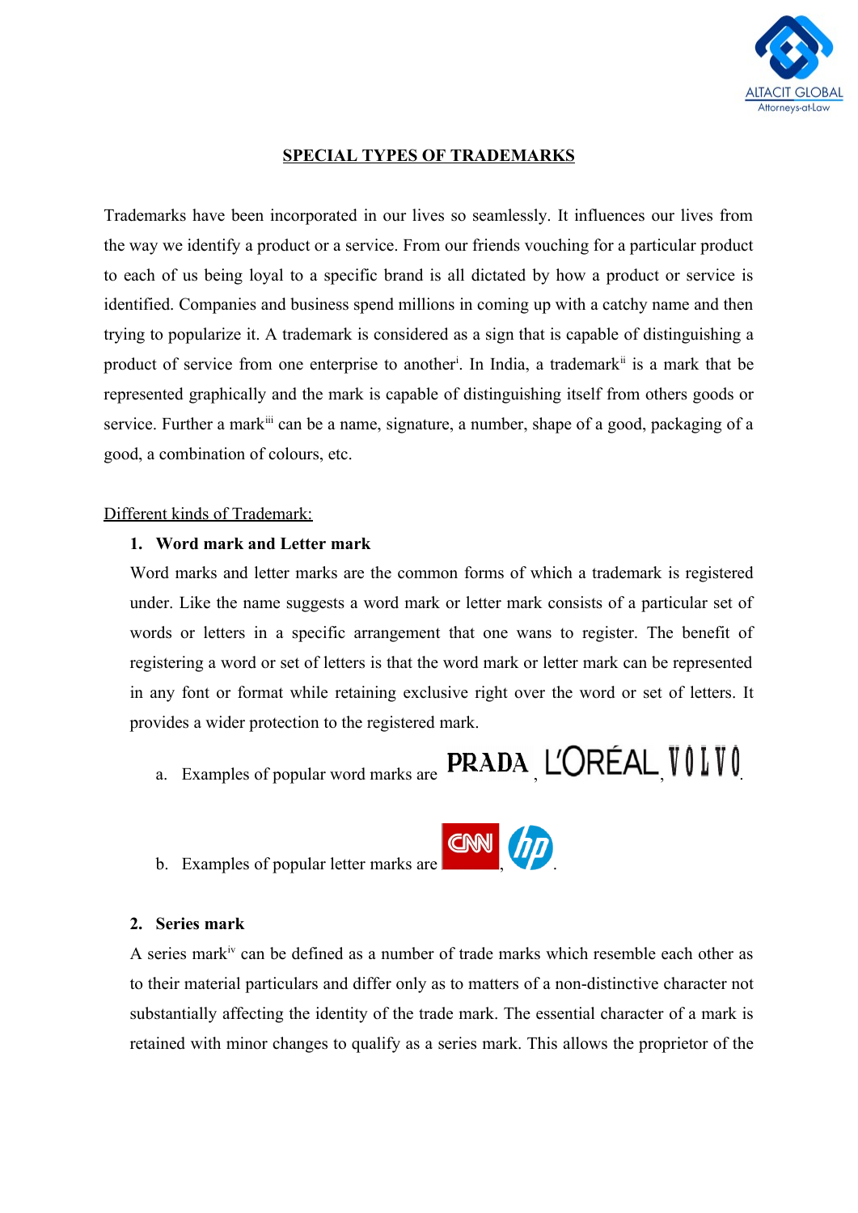## SPECIAL TYPES OF TRADEMARKS

Trademarks have been incorporated in our lives so seamlessly. It influences our lives from the way we identify a product or a service. From our friends vouching for a particular product to each of us being loyal to a specific brand is all dictated by how a product or service is identified. Companies and business spend millions in coming up with a catchy name and then trying to popularize it. A trademark is considered as a sign that is capable of distinguishing a product of service from one enterprise to another[i]. In India, a trademark[ii] is a mark that be represented graphically and the mark is capable of distinguishing itself from others goods or service. Further a mark[iii] can be a name, signature, a number, shape of a good, packaging of a good, a combination of colours, etc.

Different kinds of Trademark:

1. **Word mark and Letter mark**

   Word marks and letter marks are the common forms of which a trademark is registered under. Like the name suggests a word mark or letter mark consists of a particular set of words or letters in a specific arrangement that one wans to register. The benefit of registering a word or set of letters is that the word mark or letter mark can be represented in any font or format while retaining exclusive right over the word or set of letters. It provides a wider protection to the registered mark.

   a. Examples of popular word marks are PRADA, L'ORÉAL, VOLVO.

   b. Examples of popular letter marks are CNN, hp.

2. **Series mark**

   A series mark[iv] can be defined as a number of trade marks which resemble each other as to their material particulars and differ only as to matters of a non-distinctive character not substantially affecting the identity of the trade mark. The essential character of a mark is retained with minor changes to qualify as a series mark. This allows the proprietor of the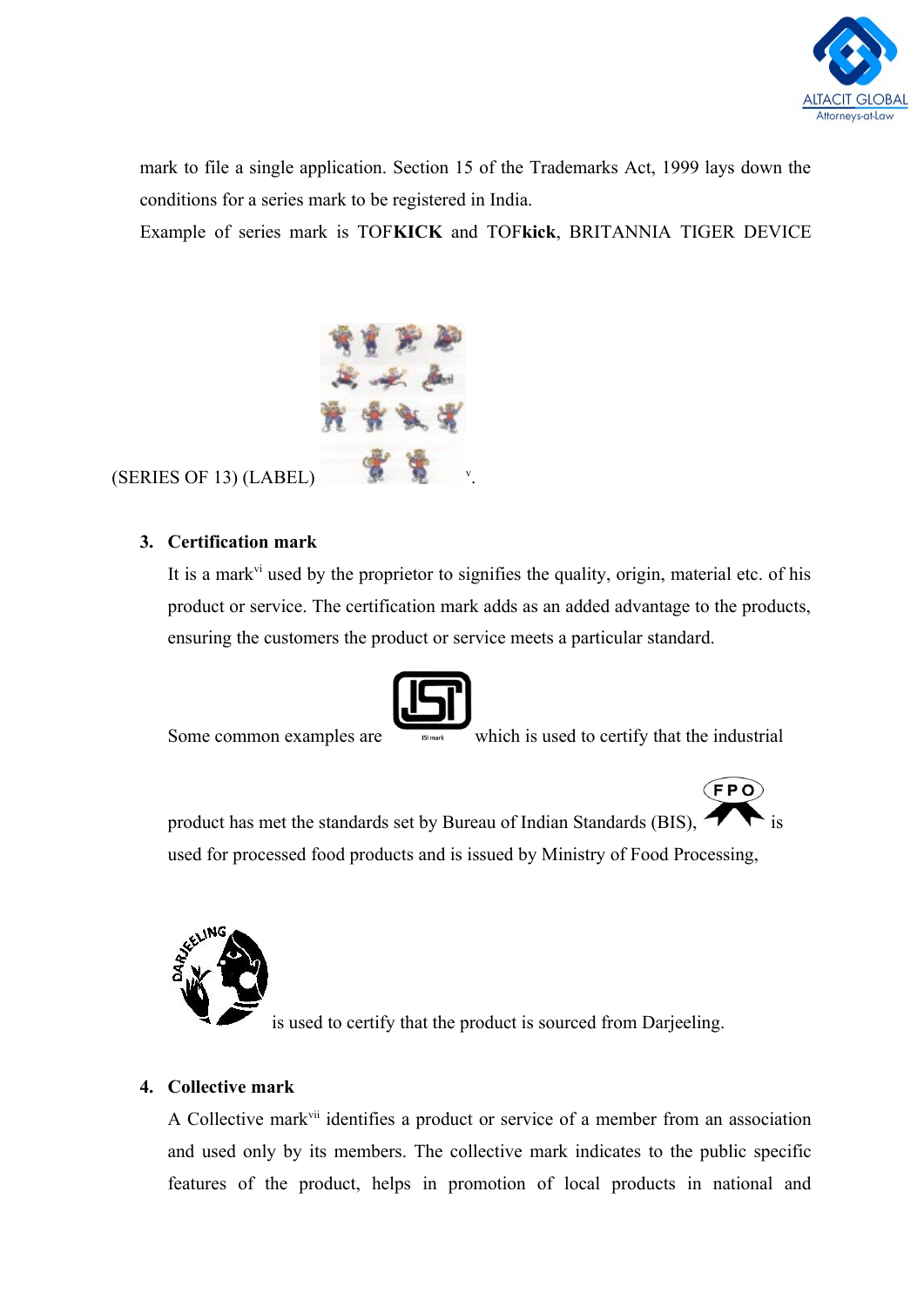mark to file a single application. Section 15 of the Trademarks Act, 1999 lays down the conditions for a series mark to be registered in India.

Example of series mark is TOF**KICK** and TOF**kick**, BRITANNIA TIGER DEVICE (SERIES OF 13) (LABEL) [v].

3. **Certification mark**

   It is a mark[vi] used by the proprietor to signifies the quality, origin, material etc. of his product or service. The certification mark adds as an added advantage to the products, ensuring the customers the product or service meets a particular standard.

   Some common examples are which is used to certify that the industrial product has met the standards set by Bureau of Indian Standards (BIS), is used for processed food products and is issued by Ministry of Food Processing, is used to certify that the product is sourced from Darjeeling.

4. **Collective mark**

   A Collective mark[vii] identifies a product or service of a member from an association and used only by its members. The collective mark indicates to the public specific features of the product, helps in promotion of local products in national and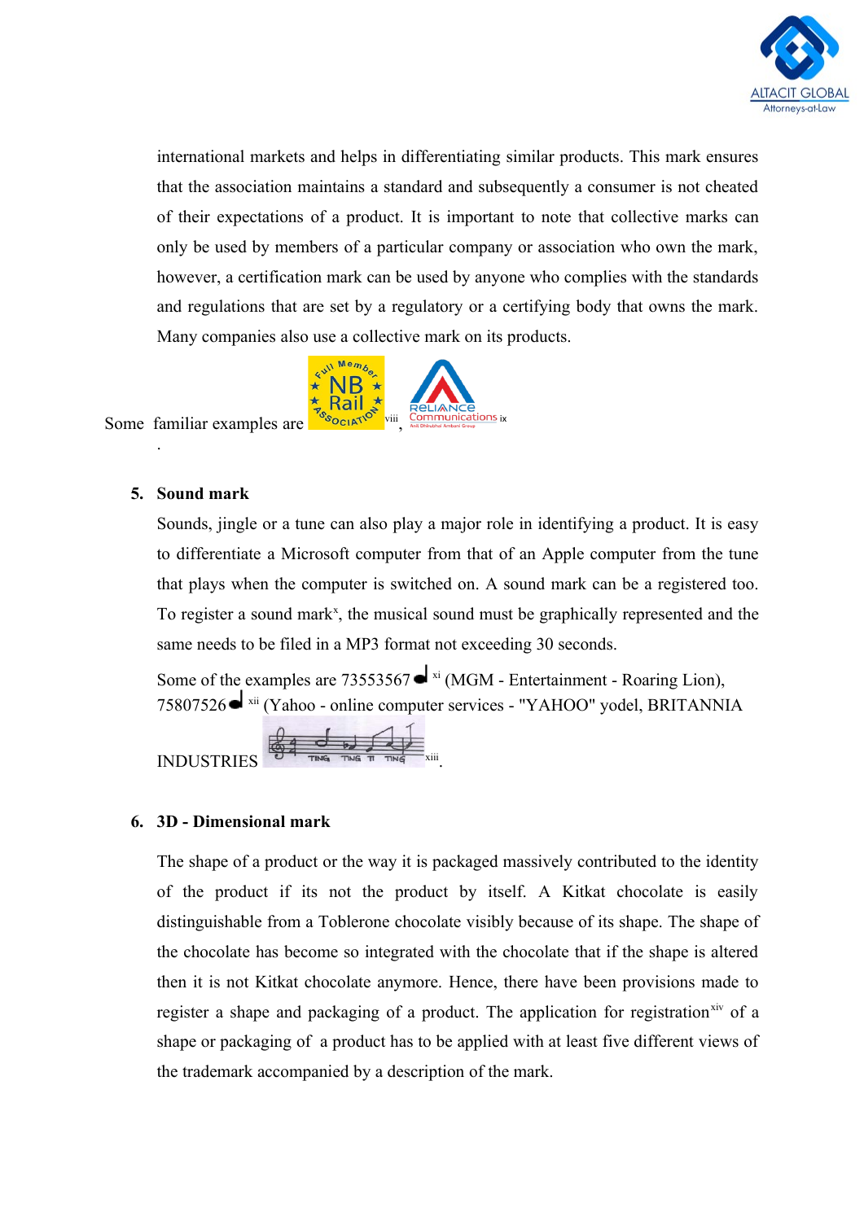international markets and helps in differentiating similar products. This mark ensures that the association maintains a standard and subsequently a consumer is not cheated of their expectations of a product. It is important to note that collective marks can only be used by members of a particular company or association who own the mark, however, a certification mark can be used by anyone who complies with the standards and regulations that are set by a regulatory or a certifying body that owns the mark. Many companies also use a collective mark on its products.

Some familiar examples are [viii], [ix].

5. **Sound mark**

Sounds, jingle or a tune can also play a major role in identifying a product. It is easy to differentiate a Microsoft computer from that of an Apple computer from the tune that plays when the computer is switched on. A sound mark can be a registered too. To register a sound mark[x], the musical sound must be graphically represented and the same needs to be filed in a MP3 format not exceeding 30 seconds.

Some of the examples are 73553567 [xi] (MGM - Entertainment - Roaring Lion), 75807526 [xii] (Yahoo - online computer services - "YAHOO" yodel, BRITANNIA INDUSTRIES [xiii].

6. **3D - Dimensional mark**

The shape of a product or the way it is packaged massively contributed to the identity of the product if its not the product by itself. A Kitkat chocolate is easily distinguishable from a Toblerone chocolate visibly because of its shape. The shape of the chocolate has become so integrated with the chocolate that if the shape is altered then it is not Kitkat chocolate anymore. Hence, there have been provisions made to register a shape and packaging of a product. The application for registration[xiv] of a shape or packaging of a product has to be applied with at least five different views of the trademark accompanied by a description of the mark.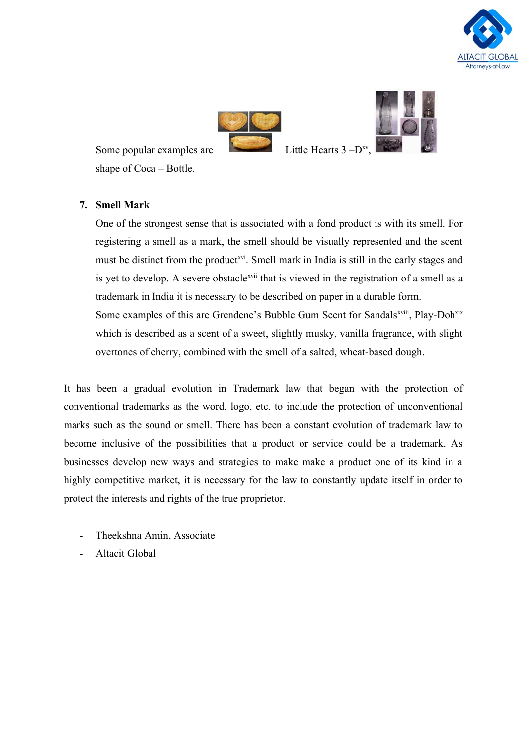Some popular examples are Little Hearts 3 –D[xv], shape of Coca – Bottle.

7. **Smell Mark**

   One of the strongest sense that is associated with a fond product is with its smell. For registering a smell as a mark, the smell should be visually represented and the scent must be distinct from the product[xvi]. Smell mark in India is still in the early stages and is yet to develop. A severe obstacle[xvii] that is viewed in the registration of a smell as a trademark in India it is necessary to be described on paper in a durable form.

   Some examples of this are Grendene's Bubble Gum Scent for Sandals[xviii], Play-Doh[xix] which is described as a scent of a sweet, slightly musky, vanilla fragrance, with slight overtones of cherry, combined with the smell of a salted, wheat-based dough.

It has been a gradual evolution in Trademark law that began with the protection of conventional trademarks as the word, logo, etc. to include the protection of unconventional marks such as the sound or smell. There has been a constant evolution of trademark law to become inclusive of the possibilities that a product or service could be a trademark. As businesses develop new ways and strategies to make make a product one of its kind in a highly competitive market, it is necessary for the law to constantly update itself in order to protect the interests and rights of the true proprietor.

- Theekshna Amin, Associate
- Altacit Global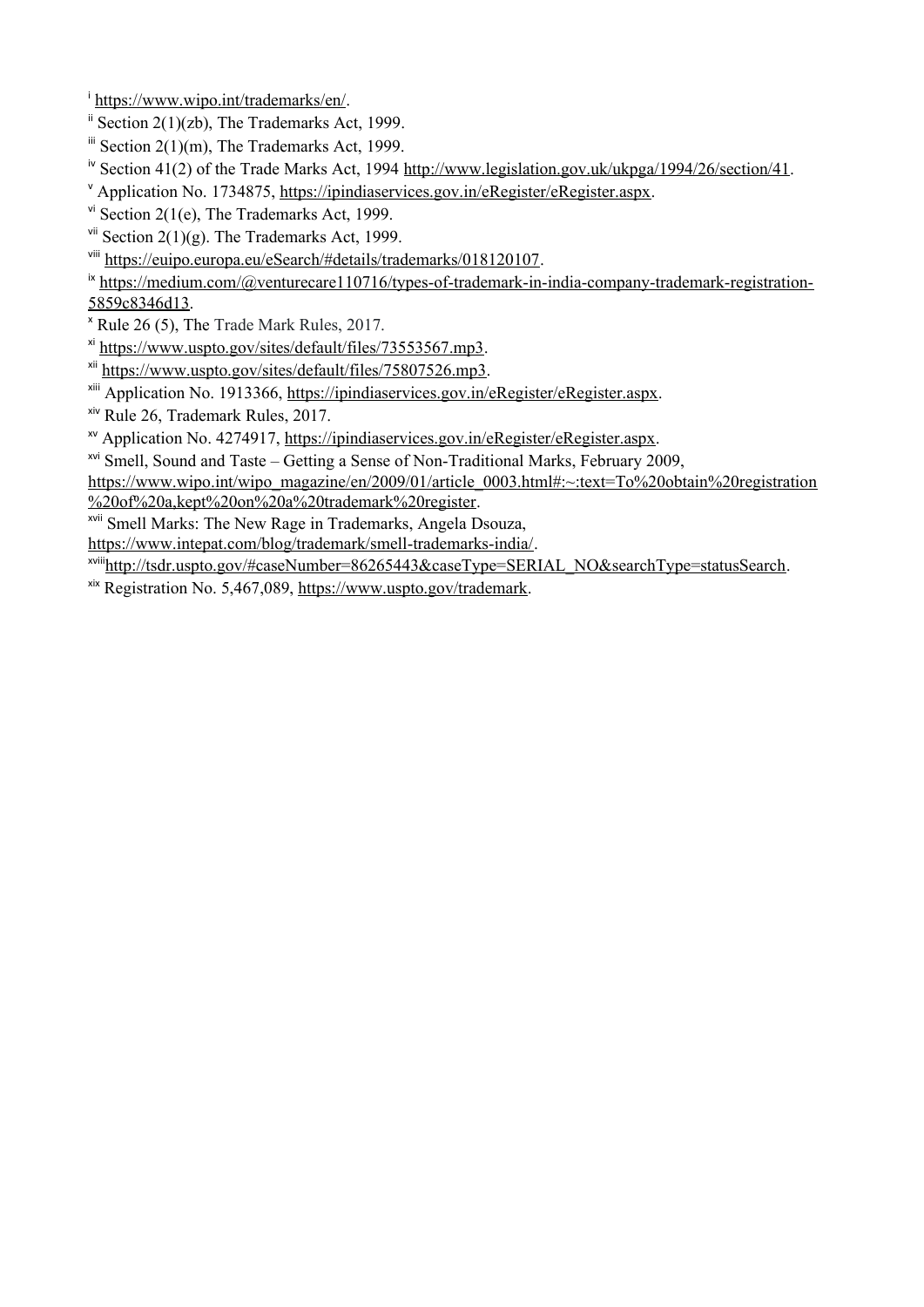[i] https://www.wipo.int/trademarks/en/.

[ii] Section 2(1)(zb), The Trademarks Act, 1999.

[iii] Section 2(1)(m), The Trademarks Act, 1999.

[iv] Section 41(2) of the Trade Marks Act, 1994 http://www.legislation.gov.uk/ukpga/1994/26/section/41.

[v] Application No. 1734875, https://ipindiaservices.gov.in/eRegister/eRegister.aspx.

[vi] Section 2(1(e), The Trademarks Act, 1999.

[vii] Section 2(1)(g). The Trademarks Act, 1999.

[viii] https://euipo.europa.eu/eSearch/#details/trademarks/018120107.

[ix] https://medium.com/@venturecare110716/types-of-trademark-in-india-company-trademark-registration-5859c8346d13.

[x] Rule 26 (5), The Trade Mark Rules, 2017.

[xi] https://www.uspto.gov/sites/default/files/73553567.mp3.

[xii] https://www.uspto.gov/sites/default/files/75807526.mp3.

[xiii] Application No. 1913366, https://ipindiaservices.gov.in/eRegister/eRegister.aspx.

[xiv] Rule 26, Trademark Rules, 2017.

[xv] Application No. 4274917, https://ipindiaservices.gov.in/eRegister/eRegister.aspx.

[xvi] Smell, Sound and Taste – Getting a Sense of Non-Traditional Marks, February 2009, https://www.wipo.int/wipo_magazine/en/2009/01/article_0003.html#:~:text=To%20obtain%20registration%20of%20a,kept%20on%20a%20trademark%20register.

[xvii] Smell Marks: The New Rage in Trademarks, Angela Dsouza, https://www.intepat.com/blog/trademark/smell-trademarks-india/.

[xviii] http://tsdr.uspto.gov/#caseNumber=86265443&caseType=SERIAL_NO&searchType=statusSearch.

[xix] Registration No. 5,467,089, https://www.uspto.gov/trademark.